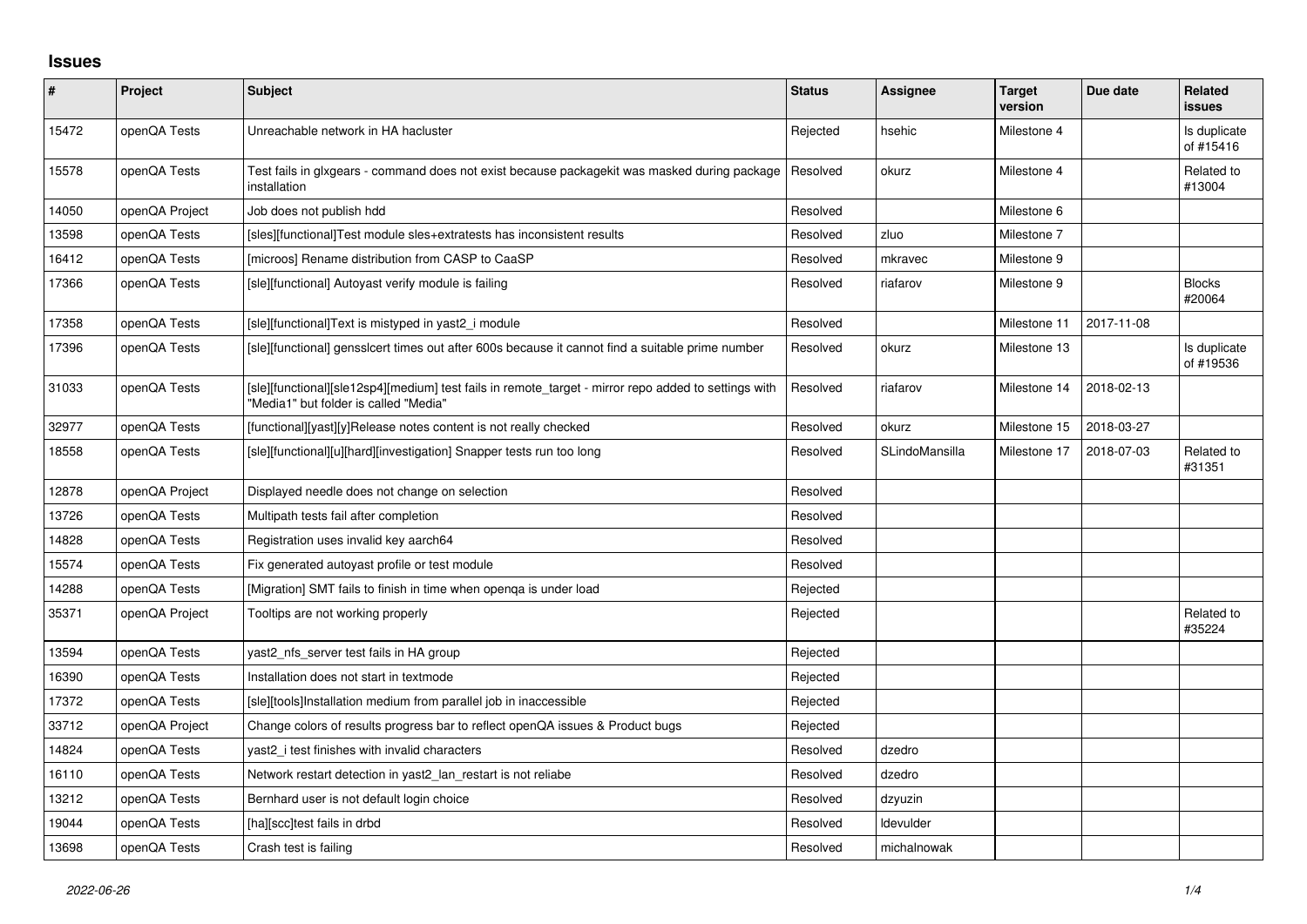# Issues

| # | Project | Subject | Status | Assignee | Target version | Due date | Related issues |
|---|---|---|---|---|---|---|---|
| 15472 | openQA Tests | Unreachable network in HA hacluster | Rejected | hsehic | Milestone 4 | | Is duplicate of #15416 |
| 15578 | openQA Tests | Test fails in glxgears - command does not exist because packagekit was masked during package installation | Resolved | okurz | Milestone 4 | | Related to #13004 |
| 14050 | openQA Project | Job does not publish hdd | Resolved | | Milestone 6 | | |
| 13598 | openQA Tests | [sles][functional]Test module sles+extratests has inconsistent results | Resolved | zluo | Milestone 7 | | |
| 16412 | openQA Tests | [microos] Rename distribution from CASP to CaaSP | Resolved | mkravec | Milestone 9 | | |
| 17366 | openQA Tests | [sle][functional] Autoyast verify module is failing | Resolved | riafarov | Milestone 9 | | Blocks #20064 |
| 17358 | openQA Tests | [sle][functional]Text is mistyped in yast2_i module | Resolved | | Milestone 11 | 2017-11-08 | |
| 17396 | openQA Tests | [sle][functional] gensslcert times out after 600s because it cannot find a suitable prime number | Resolved | okurz | Milestone 13 | | Is duplicate of #19536 |
| 31033 | openQA Tests | [sle][functional][sle12sp4][medium] test fails in remote_target - mirror repo added to settings with "Media1" but folder is called "Media" | Resolved | riafarov | Milestone 14 | 2018-02-13 | |
| 32977 | openQA Tests | [functional][yast][y]Release notes content is not really checked | Resolved | okurz | Milestone 15 | 2018-03-27 | |
| 18558 | openQA Tests | [sle][functional][u][hard][investigation] Snapper tests run too long | Resolved | SLindoMansilla | Milestone 17 | 2018-07-03 | Related to #31351 |
| 12878 | openQA Project | Displayed needle does not change on selection | Resolved | | | | |
| 13726 | openQA Tests | Multipath tests fail after completion | Resolved | | | | |
| 14828 | openQA Tests | Registration uses invalid key aarch64 | Resolved | | | | |
| 15574 | openQA Tests | Fix generated autoyast profile or test module | Resolved | | | | |
| 14288 | openQA Tests | [Migration] SMT fails to finish in time when openqa is under load | Rejected | | | | |
| 35371 | openQA Project | Tooltips are not working properly | Rejected | | | | Related to #35224 |
| 13594 | openQA Tests | yast2_nfs_server test fails in HA group | Rejected | | | | |
| 16390 | openQA Tests | Installation does not start in textmode | Rejected | | | | |
| 17372 | openQA Tests | [sle][tools]Installation medium from parallel job in inaccessible | Rejected | | | | |
| 33712 | openQA Project | Change colors of results progress bar to reflect openQA issues & Product bugs | Rejected | | | | |
| 14824 | openQA Tests | yast2_i test finishes with invalid characters | Resolved | dzedro | | | |
| 16110 | openQA Tests | Network restart detection in yast2_lan_restart is not reliabe | Resolved | dzedro | | | |
| 13212 | openQA Tests | Bernhard user is not default login choice | Resolved | dzyuzin | | | |
| 19044 | openQA Tests | [ha][scc]test fails in drbd | Resolved | ldevulder | | | |
| 13698 | openQA Tests | Crash test is failing | Resolved | michalnowak | | | |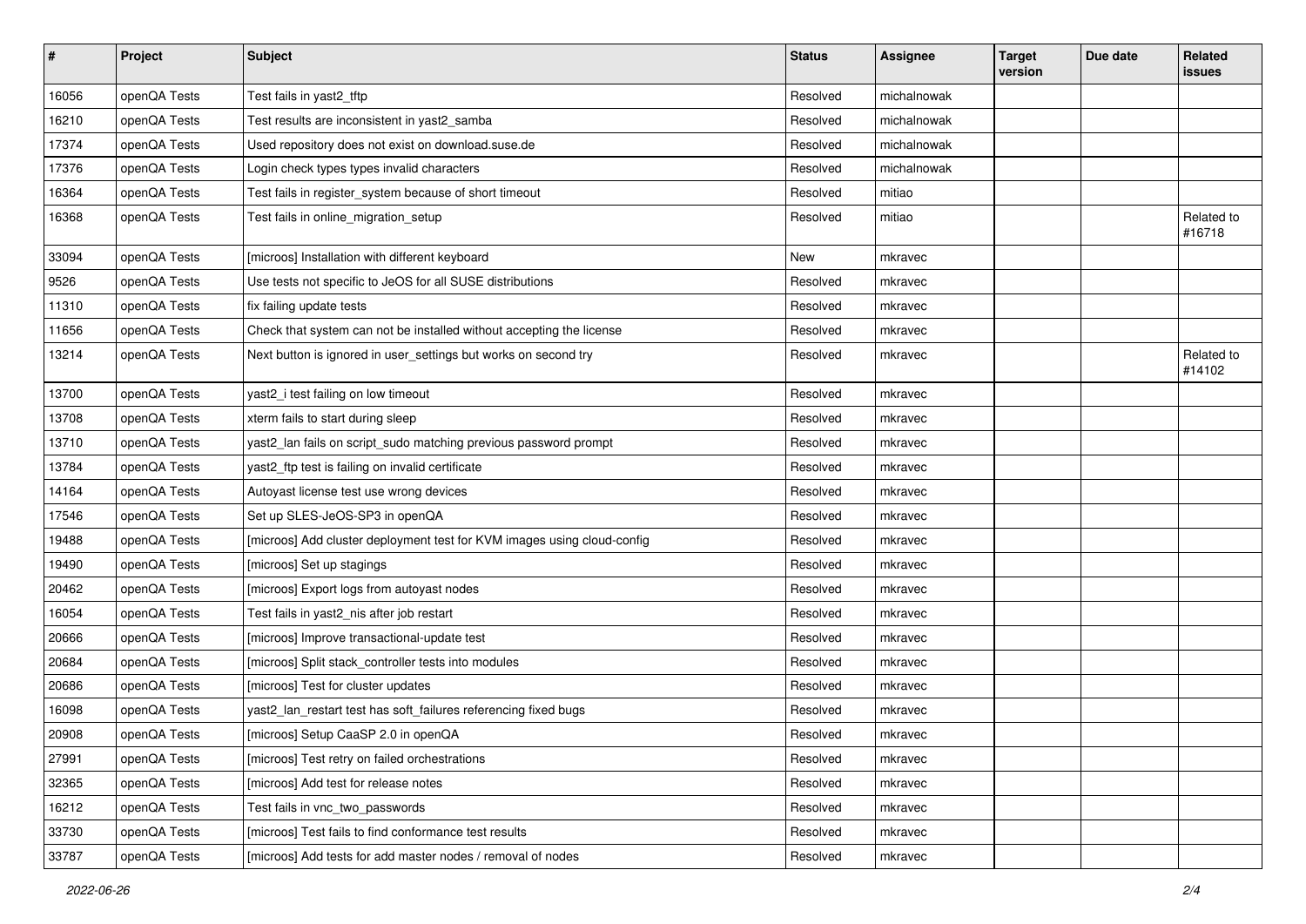| # | Project | Subject | Status | Assignee | Target version | Due date | Related issues |
|---|---|---|---|---|---|---|---|
| 16056 | openQA Tests | Test fails in yast2_tftp | Resolved | michalnowak | | | |
| 16210 | openQA Tests | Test results are inconsistent in yast2_samba | Resolved | michalnowak | | | |
| 17374 | openQA Tests | Used repository does not exist on download.suse.de | Resolved | michalnowak | | | |
| 17376 | openQA Tests | Login check types types invalid characters | Resolved | michalnowak | | | |
| 16364 | openQA Tests | Test fails in register_system because of short timeout | Resolved | mitiao | | | |
| 16368 | openQA Tests | Test fails in online_migration_setup | Resolved | mitiao | | | Related to #16718 |
| 33094 | openQA Tests | [microos] Installation with different keyboard | New | mkravec | | | |
| 9526 | openQA Tests | Use tests not specific to JeOS for all SUSE distributions | Resolved | mkravec | | | |
| 11310 | openQA Tests | fix failing update tests | Resolved | mkravec | | | |
| 11656 | openQA Tests | Check that system can not be installed without accepting the license | Resolved | mkravec | | | |
| 13214 | openQA Tests | Next button is ignored in user_settings but works on second try | Resolved | mkravec | | | Related to #14102 |
| 13700 | openQA Tests | yast2_i test failing on low timeout | Resolved | mkravec | | | |
| 13708 | openQA Tests | xterm fails to start during sleep | Resolved | mkravec | | | |
| 13710 | openQA Tests | yast2_lan fails on script_sudo matching previous password prompt | Resolved | mkravec | | | |
| 13784 | openQA Tests | yast2_ftp test is failing on invalid certificate | Resolved | mkravec | | | |
| 14164 | openQA Tests | Autoyast license test use wrong devices | Resolved | mkravec | | | |
| 17546 | openQA Tests | Set up SLES-JeOS-SP3 in openQA | Resolved | mkravec | | | |
| 19488 | openQA Tests | [microos] Add cluster deployment test for KVM images using cloud-config | Resolved | mkravec | | | |
| 19490 | openQA Tests | [microos] Set up stagings | Resolved | mkravec | | | |
| 20462 | openQA Tests | [microos] Export logs from autoyast nodes | Resolved | mkravec | | | |
| 16054 | openQA Tests | Test fails in yast2_nis after job restart | Resolved | mkravec | | | |
| 20666 | openQA Tests | [microos] Improve transactional-update test | Resolved | mkravec | | | |
| 20684 | openQA Tests | [microos] Split stack_controller tests into modules | Resolved | mkravec | | | |
| 20686 | openQA Tests | [microos] Test for cluster updates | Resolved | mkravec | | | |
| 16098 | openQA Tests | yast2_lan_restart test has soft_failures referencing fixed bugs | Resolved | mkravec | | | |
| 20908 | openQA Tests | [microos] Setup CaaSP 2.0 in openQA | Resolved | mkravec | | | |
| 27991 | openQA Tests | [microos] Test retry on failed orchestrations | Resolved | mkravec | | | |
| 32365 | openQA Tests | [microos] Add test for release notes | Resolved | mkravec | | | |
| 16212 | openQA Tests | Test fails in vnc_two_passwords | Resolved | mkravec | | | |
| 33730 | openQA Tests | [microos] Test fails to find conformance test results | Resolved | mkravec | | | |
| 33787 | openQA Tests | [microos] Add tests for add master nodes / removal of nodes | Resolved | mkravec | | | |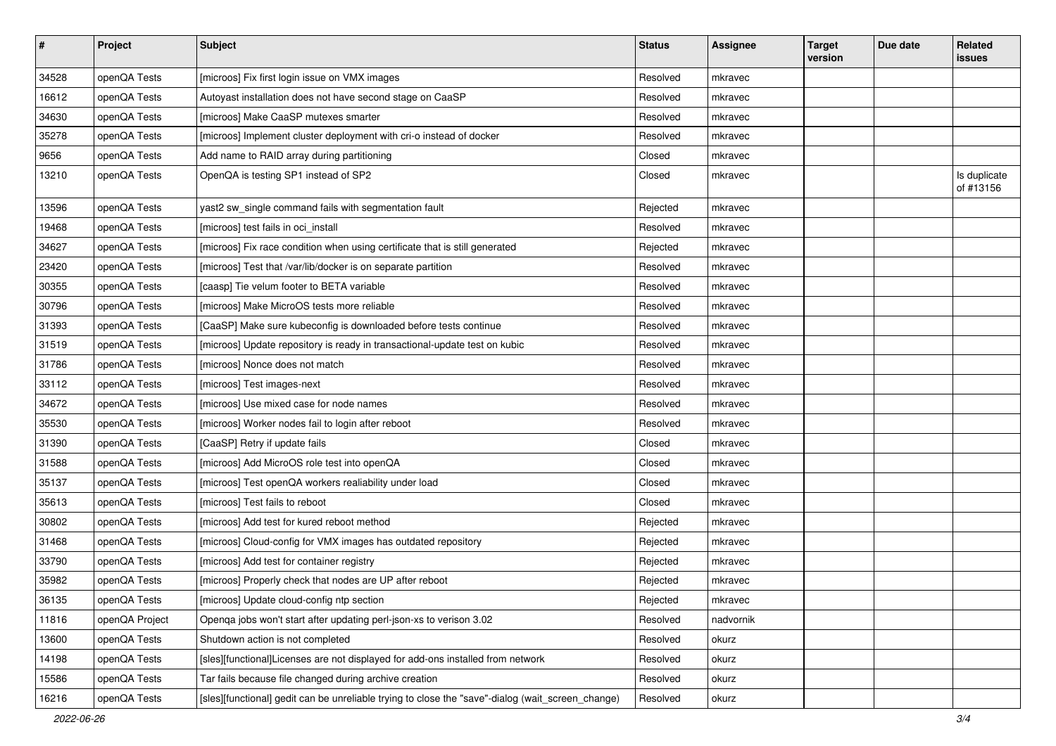| # | Project | Subject | Status | Assignee | Target version | Due date | Related issues |
|---|---|---|---|---|---|---|---|
| 34528 | openQA Tests | [microos] Fix first login issue on VMX images | Resolved | mkravec | | | |
| 16612 | openQA Tests | Autoyast installation does not have second stage on CaaSP | Resolved | mkravec | | | |
| 34630 | openQA Tests | [microos] Make CaaSP mutexes smarter | Resolved | mkravec | | | |
| 35278 | openQA Tests | [microos] Implement cluster deployment with cri-o instead of docker | Resolved | mkravec | | | |
| 9656 | openQA Tests | Add name to RAID array during partitioning | Closed | mkravec | | | |
| 13210 | openQA Tests | OpenQA is testing SP1 instead of SP2 | Closed | mkravec | | | Is duplicate of #13156 |
| 13596 | openQA Tests | yast2 sw_single command fails with segmentation fault | Rejected | mkravec | | | |
| 19468 | openQA Tests | [microos] test fails in oci_install | Resolved | mkravec | | | |
| 34627 | openQA Tests | [microos] Fix race condition when using certificate that is still generated | Rejected | mkravec | | | |
| 23420 | openQA Tests | [microos] Test that /var/lib/docker is on separate partition | Resolved | mkravec | | | |
| 30355 | openQA Tests | [caasp] Tie velum footer to BETA variable | Resolved | mkravec | | | |
| 30796 | openQA Tests | [microos] Make MicroOS tests more reliable | Resolved | mkravec | | | |
| 31393 | openQA Tests | [CaaSP] Make sure kubeconfig is downloaded before tests continue | Resolved | mkravec | | | |
| 31519 | openQA Tests | [microos] Update repository is ready in transactional-update test on kubic | Resolved | mkravec | | | |
| 31786 | openQA Tests | [microos] Nonce does not match | Resolved | mkravec | | | |
| 33112 | openQA Tests | [microos] Test images-next | Resolved | mkravec | | | |
| 34672 | openQA Tests | [microos] Use mixed case for node names | Resolved | mkravec | | | |
| 35530 | openQA Tests | [microos] Worker nodes fail to login after reboot | Resolved | mkravec | | | |
| 31390 | openQA Tests | [CaaSP] Retry if update fails | Closed | mkravec | | | |
| 31588 | openQA Tests | [microos] Add MicroOS role test into openQA | Closed | mkravec | | | |
| 35137 | openQA Tests | [microos] Test openQA workers realiability under load | Closed | mkravec | | | |
| 35613 | openQA Tests | [microos] Test fails to reboot | Closed | mkravec | | | |
| 30802 | openQA Tests | [microos] Add test for kured reboot method | Rejected | mkravec | | | |
| 31468 | openQA Tests | [microos] Cloud-config for VMX images has outdated repository | Rejected | mkravec | | | |
| 33790 | openQA Tests | [microos] Add test for container registry | Rejected | mkravec | | | |
| 35982 | openQA Tests | [microos] Properly check that nodes are UP after reboot | Rejected | mkravec | | | |
| 36135 | openQA Tests | [microos] Update cloud-config ntp section | Rejected | mkravec | | | |
| 11816 | openQA Project | Openqa jobs won't start after updating perl-json-xs to verison 3.02 | Resolved | nadvornik | | | |
| 13600 | openQA Tests | Shutdown action is not completed | Resolved | okurz | | | |
| 14198 | openQA Tests | [sles][functional]Licenses are not displayed for add-ons installed from network | Resolved | okurz | | | |
| 15586 | openQA Tests | Tar fails because file changed during archive creation | Resolved | okurz | | | |
| 16216 | openQA Tests | [sles][functional] gedit can be unreliable trying to close the "save"-dialog (wait_screen_change) | Resolved | okurz | | | |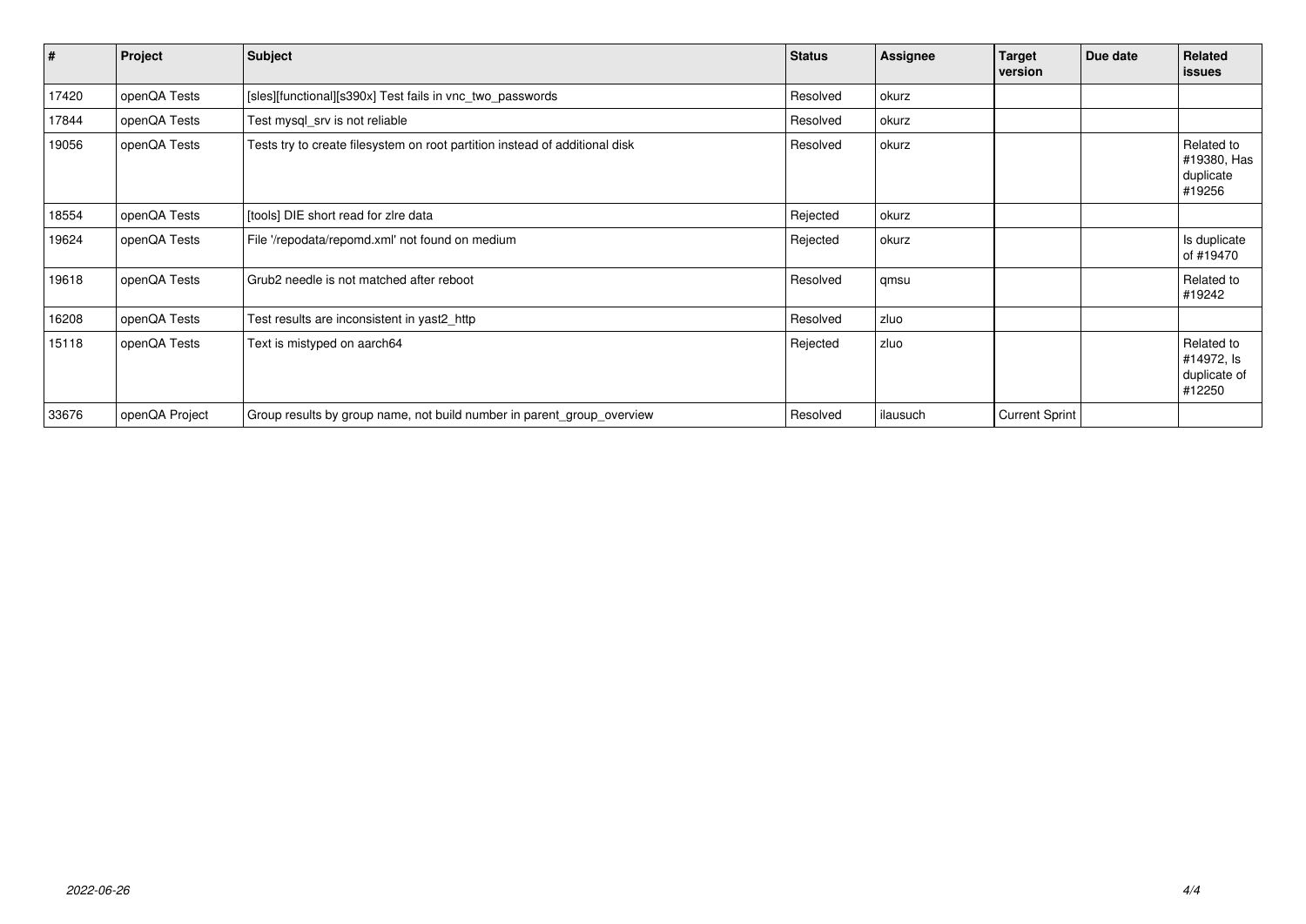| # | Project | Subject | Status | Assignee | Target version | Due date | Related issues |
|---|---|---|---|---|---|---|---|
| 17420 | openQA Tests | [sles][functional][s390x] Test fails in vnc_two_passwords | Resolved | okurz | | | |
| 17844 | openQA Tests | Test mysql_srv is not reliable | Resolved | okurz | | | |
| 19056 | openQA Tests | Tests try to create filesystem on root partition instead of additional disk | Resolved | okurz | | | Related to #19380, Has duplicate #19256 |
| 18554 | openQA Tests | [tools] DIE short read for zlre data | Rejected | okurz | | | |
| 19624 | openQA Tests | File '/repodata/repomd.xml' not found on medium | Rejected | okurz | | | Is duplicate of #19470 |
| 19618 | openQA Tests | Grub2 needle is not matched after reboot | Resolved | qmsu | | | Related to #19242 |
| 16208 | openQA Tests | Test results are inconsistent in yast2_http | Resolved | zluo | | | |
| 15118 | openQA Tests | Text is mistyped on aarch64 | Rejected | zluo | | | Related to #14972, Is duplicate of #12250 |
| 33676 | openQA Project | Group results by group name, not build number in parent_group_overview | Resolved | ilausuch | Current Sprint | | |

*2022-06-26*